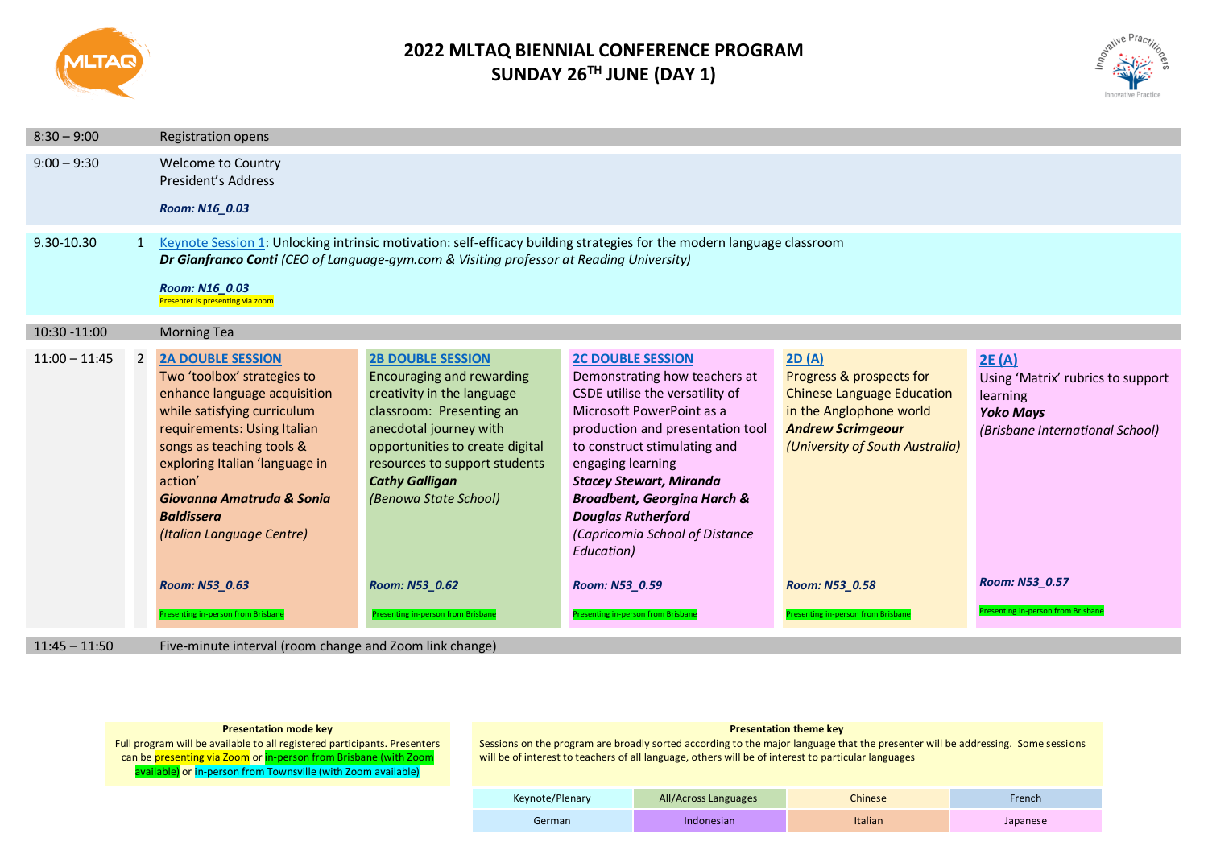# 2022 MLTAQ BIENNIAL CONFERENCE PROGRAM
## SUNDAY 26TH JUNE (DAY 1)

| Time | | Session | | | | |
|---|---|---|---|---|---|---|
| 8:30 – 9:00 | | Registration opens | | | | |
| 9:00 – 9:30 | | Welcome to Country<br>President's Address<br>***Room: N16_0.03*** | | | | |
| 9.30-10.30 | 1 | Keynote Session 1: Unlocking intrinsic motivation: self-efficacy building strategies for the modern language classroom<br>***Dr Gianfranco Conti*** *(CEO of Language-gym.com & Visiting professor at Reading University)*<br>***Room: N16_0.03***<br>Presenter is presenting via zoom | | | | |
| 10:30 -11:00 | | Morning Tea | | | | |
| 11:00 – 11:45 | 2 | **2A DOUBLE SESSION**<br>Two 'toolbox' strategies to enhance language acquisition while satisfying curriculum requirements: Using Italian songs as teaching tools & exploring Italian 'language in action'<br>***Giovanna Amatruda & Sonia Baldissera***<br>*(Italian Language Centre)*<br>***Room: N53_0.63***<br>Presenting in-person from Brisbane | **2B DOUBLE SESSION**<br>Encouraging and rewarding creativity in the language classroom: Presenting an anecdotal journey with opportunities to create digital resources to support students<br>***Cathy Galligan***<br>*(Benowa State School)*<br>***Room: N53_0.62***<br>Presenting in-person from Brisbane | **2C DOUBLE SESSION**<br>Demonstrating how teachers at CSDE utilise the versatility of Microsoft PowerPoint as a production and presentation tool to construct stimulating and engaging learning<br>***Stacey Stewart, Miranda Broadbent, Georgina Harch & Douglas Rutherford***<br>*(Capricornia School of Distance Education)*<br>***Room: N53_0.59***<br>Presenting in-person from Brisbane | **2D (A)**<br>Progress & prospects for Chinese Language Education in the Anglophone world<br>***Andrew Scrimgeour***<br>*(University of South Australia)*<br>***Room: N53_0.58***<br>Presenting in-person from Brisbane | **2E (A)**<br>Using 'Matrix' rubrics to support learning<br>***Yoko Mays***<br>*(Brisbane International School)*<br>***Room: N53_0.57***<br>Presenting in-person from Brisbane |
| 11:45 – 11:50 | | Five-minute interval (room change and Zoom link change) | | | | |

**Presentation mode key**

Full program will be available to all registered participants. Presenters can be presenting via Zoom or in-person from Brisbane (with Zoom available) or in-person from Townsville (with Zoom available)

**Presentation theme key**

Sessions on the program are broadly sorted according to the major language that the presenter will be addressing. Some sessions will be of interest to teachers of all language, others will be of interest to particular languages

| | | | |
|---|---|---|---|
| Keynote/Plenary | All/Across Languages | Chinese | French |
| German | Indonesian | Italian | Japanese |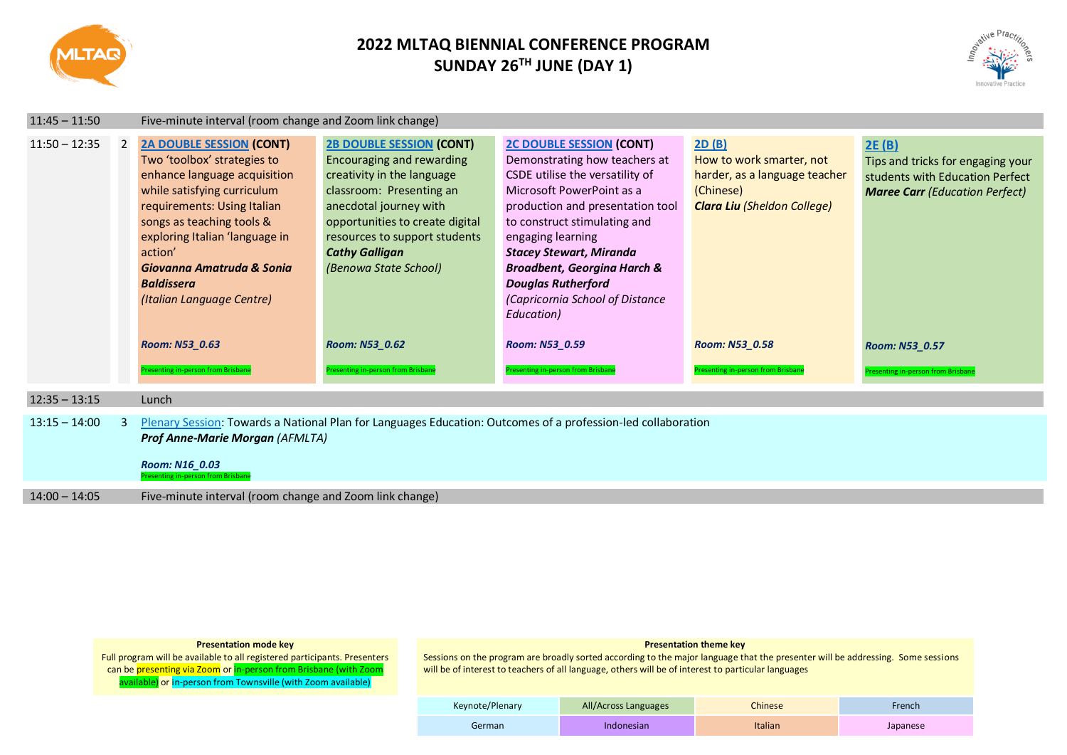# 2022 MLTAQ BIENNIAL CONFERENCE PROGRAM
## SUNDAY 26TH JUNE (DAY 1)

| Time | | Session |
|---|---|---|
| 11:45 – 11:50 | | Five-minute interval (room change and Zoom link change) |

**11:50 – 12:35 | 2**

| 2A DOUBLE SESSION (CONT) | 2B DOUBLE SESSION (CONT) | 2C DOUBLE SESSION (CONT) | 2D (B) | 2E (B) |
|---|---|---|---|---|
| Two 'toolbox' strategies to enhance language acquisition while satisfying curriculum requirements: Using Italian songs as teaching tools & exploring Italian 'language in action' | Encouraging and rewarding creativity in the language classroom: Presenting an anecdotal journey with opportunities to create digital resources to support students | Demonstrating how teachers at CSDE utilise the versatility of Microsoft PowerPoint as a production and presentation tool to construct stimulating and engaging learning | How to work smarter, not harder, as a language teacher (Chinese) | Tips and tricks for engaging your students with Education Perfect |
| ***Giovanna Amatruda & Sonia Baldissera*** *(Italian Language Centre)* | ***Cathy Galligan*** *(Benowa State School)* | ***Stacey Stewart, Miranda Broadbent, Georgina Harch & Douglas Rutherford*** *(Capricornia School of Distance Education)* | ***Clara Liu*** *(Sheldon College)* | ***Maree Carr*** *(Education Perfect)* |
| ***Room: N53_0.63*** | ***Room: N53_0.62*** | ***Room: N53_0.59*** | ***Room: N53_0.58*** | ***Room: N53_0.57*** |
| Presenting in-person from Brisbane | Presenting in-person from Brisbane | Presenting in-person from Brisbane | Presenting in-person from Brisbane | Presenting in-person from Brisbane |

| Time | | Session |
|---|---|---|
| 12:35 – 13:15 | | Lunch |
| 13:15 – 14:00 | 3 | Plenary Session: Towards a National Plan for Languages Education: Outcomes of a profession-led collaboration<br>***Prof Anne-Marie Morgan*** *(AFMLTA)*<br>***Room: N16_0.03***<br>Presenting in-person from Brisbane |
| 14:00 – 14:05 | | Five-minute interval (room change and Zoom link change) |

**Presentation mode key**

Full program will be available to all registered participants. Presenters can be presenting via Zoom or in-person from Brisbane (with Zoom available) or in-person from Townsville (with Zoom available)

**Presentation theme key**

Sessions on the program are broadly sorted according to the major language that the presenter will be addressing. Some sessions will be of interest to teachers of all language, others will be of interest to particular languages

| Keynote/Plenary | All/Across Languages | Chinese | French |
|---|---|---|---|
| German | Indonesian | Italian | Japanese |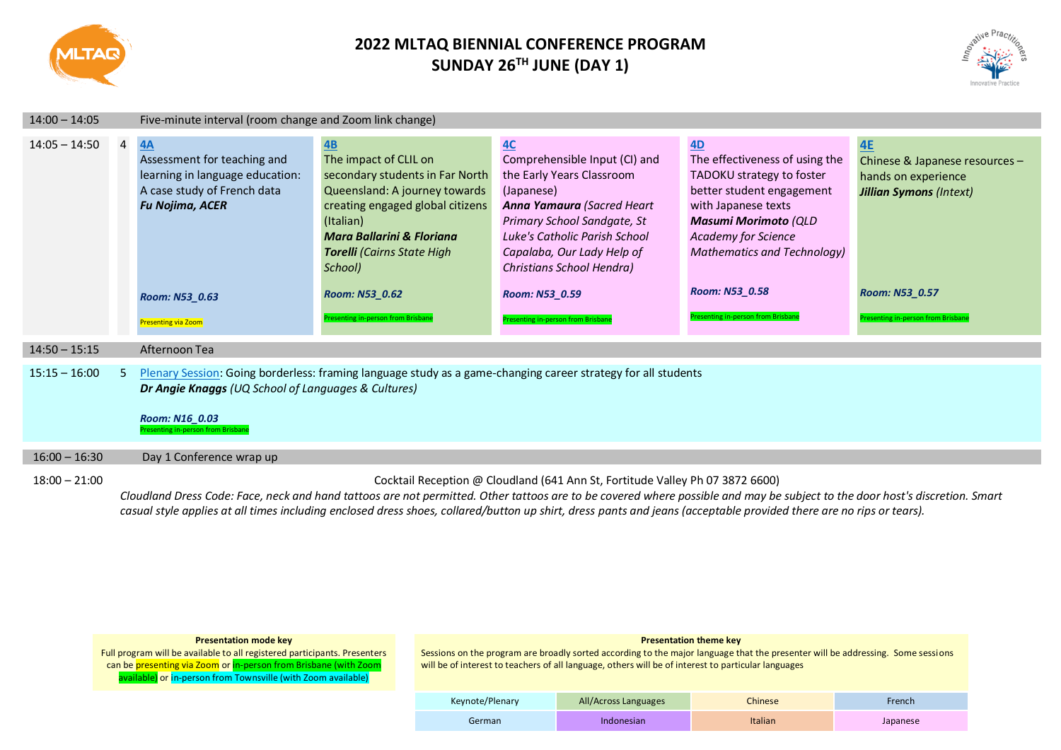# 2022 MLTAQ BIENNIAL CONFERENCE PROGRAM
## SUNDAY 26TH JUNE (DAY 1)

| Time | | Session |
|---|---|---|
| 14:00 – 14:05 | | Five-minute interval (room change and Zoom link change) |

| Time | | 4A | 4B | 4C | 4D | 4E |
|---|---|---|---|---|---|---|
| 14:05 – 14:50 | 4 | **4A**<br>Assessment for teaching and learning in language education: A case study of French data<br>***Fu Nojima, ACER***<br>***Room: N53_0.63***<br>Presenting via Zoom | **4B**<br>The impact of CLIL on secondary students in Far North Queensland: A journey towards creating engaged global citizens (Italian)<br>***Mara Ballarini & Floriana Torelli*** *(Cairns State High School)*<br>***Room: N53_0.62***<br>Presenting in-person from Brisbane | **4C**<br>Comprehensible Input (CI) and the Early Years Classroom (Japanese)<br>***Anna Yamaura*** *(Sacred Heart Primary School Sandgate, St Luke's Catholic Parish School Capalaba, Our Lady Help of Christians School Hendra)*<br>***Room: N53_0.59***<br>Presenting in-person from Brisbane | **4D**<br>The effectiveness of using the TADOKU strategy to foster better student engagement with Japanese texts<br>***Masumi Morimoto*** *(QLD Academy for Science Mathematics and Technology)*<br>***Room: N53_0.58***<br>Presenting in-person from Brisbane | **4E**<br>Chinese & Japanese resources – hands on experience<br>***Jillian Symons*** *(Intext)*<br>***Room: N53_0.57***<br>Presenting in-person from Brisbane |

| Time | | Session |
|---|---|---|
| 14:50 – 15:15 | | Afternoon Tea |
| 15:15 – 16:00 | 5 | Plenary Session: Going borderless: framing language study as a game-changing career strategy for all students<br>***Dr Angie Knaggs*** *(UQ School of Languages & Cultures)*<br>***Room: N16_0.03***<br>Presenting in-person from Brisbane |
| 16:00 – 16:30 | | Day 1 Conference wrap up |
| 18:00 – 21:00 | | Cocktail Reception @ Cloudland (641 Ann St, Fortitude Valley Ph 07 3872 6600)<br>*Cloudland Dress Code: Face, neck and hand tattoos are not permitted. Other tattoos are to be covered where possible and may be subject to the door host's discretion. Smart casual style applies at all times including enclosed dress shoes, collared/button up shirt, dress pants and jeans (acceptable provided there are no rips or tears).* |

**Presentation mode key**

Full program will be available to all registered participants. Presenters can be presenting via Zoom or in-person from Brisbane (with Zoom available) or in-person from Townsville (with Zoom available)

**Presentation theme key**

Sessions on the program are broadly sorted according to the major language that the presenter will be addressing. Some sessions will be of interest to teachers of all language, others will be of interest to particular languages

| | | | |
|---|---|---|---|
| Keynote/Plenary | All/Across Languages | Chinese | French |
| German | Indonesian | Italian | Japanese |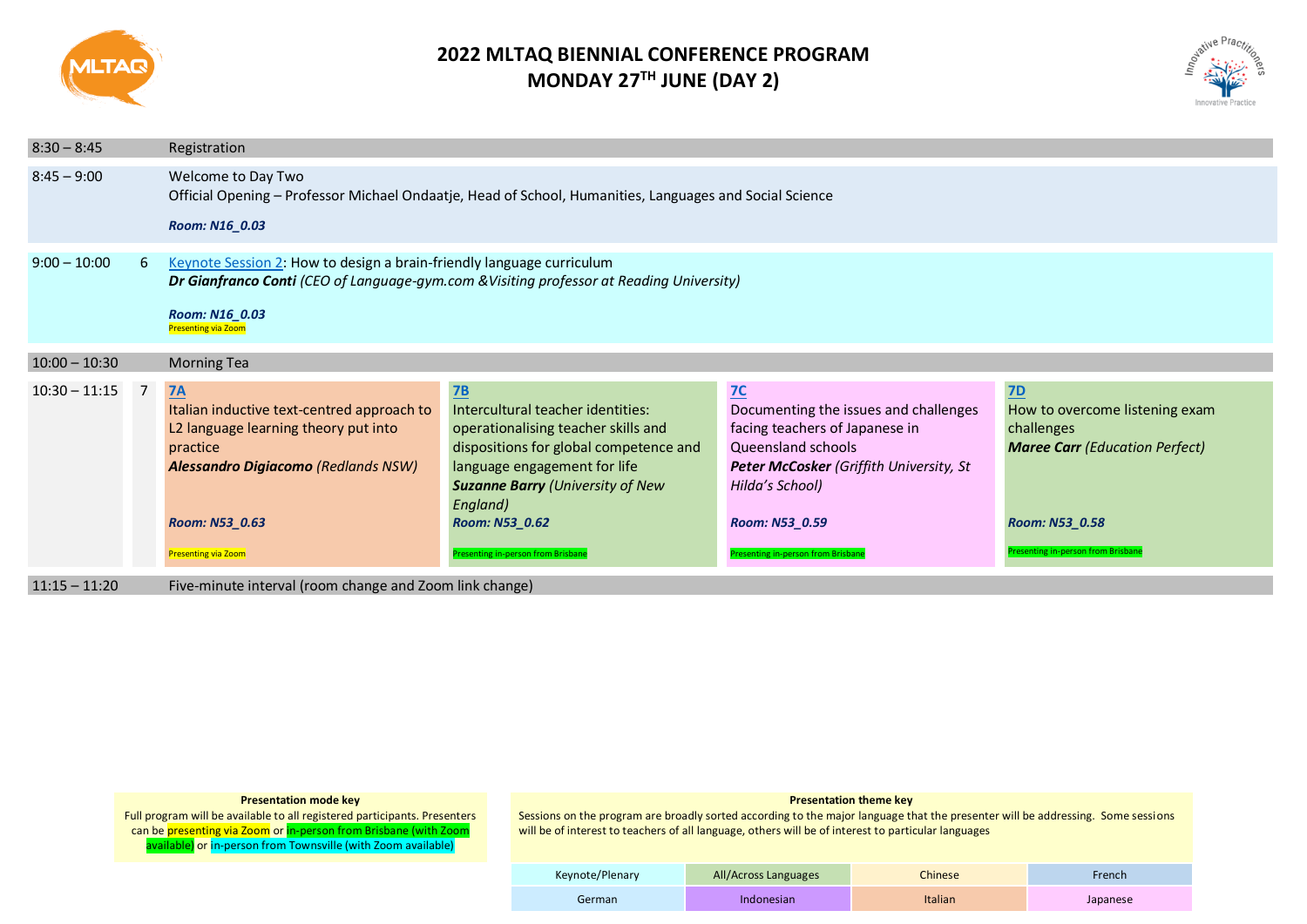# 2022 MLTAQ BIENNIAL CONFERENCE PROGRAM
## MONDAY 27TH JUNE (DAY 2)

| Time | # | Session | | | |
|---|---|---|---|---|---|
| 8:30 – 8:45 | | Registration | | | |
| 8:45 – 9:00 | | Welcome to Day Two<br>Official Opening – Professor Michael Ondaatje, Head of School, Humanities, Languages and Social Science<br>***Room: N16_0.03*** | | | |
| 9:00 – 10:00 | 6 | Keynote Session 2: How to design a brain-friendly language curriculum<br>***Dr Gianfranco Conti** (CEO of Language-gym.com &Visiting professor at Reading University)*<br>***Room: N16_0.03***<br>Presenting via Zoom | | | |
| 10:00 – 10:30 | | Morning Tea | | | |
| 10:30 – 11:15 | 7 | **7A**<br>Italian inductive text-centred approach to L2 language learning theory put into practice<br>***Alessandro Digiacomo** (Redlands NSW)*<br>***Room: N53_0.63***<br>Presenting via Zoom | **7B**<br>Intercultural teacher identities: operationalising teacher skills and dispositions for global competence and language engagement for life<br>***Suzanne Barry** (University of New England)*<br>***Room: N53_0.62***<br>Presenting in-person from Brisbane | **7C**<br>Documenting the issues and challenges facing teachers of Japanese in Queensland schools<br>***Peter McCosker** (Griffith University, St Hilda's School)*<br>***Room: N53_0.59***<br>Presenting in-person from Brisbane | **7D**<br>How to overcome listening exam challenges<br>***Maree Carr** (Education Perfect)*<br>***Room: N53_0.58***<br>Presenting in-person from Brisbane |
| 11:15 – 11:20 | | Five-minute interval (room change and Zoom link change) | | | |

**Presentation mode key**

Full program will be available to all registered participants. Presenters can be presenting via Zoom or in-person from Brisbane (with Zoom available) or in-person from Townsville (with Zoom available)

**Presentation theme key**

Sessions on the program are broadly sorted according to the major language that the presenter will be addressing. Some sessions will be of interest to teachers of all language, others will be of interest to particular languages

| | | | |
|---|---|---|---|
| Keynote/Plenary | All/Across Languages | Chinese | French |
| German | Indonesian | Italian | Japanese |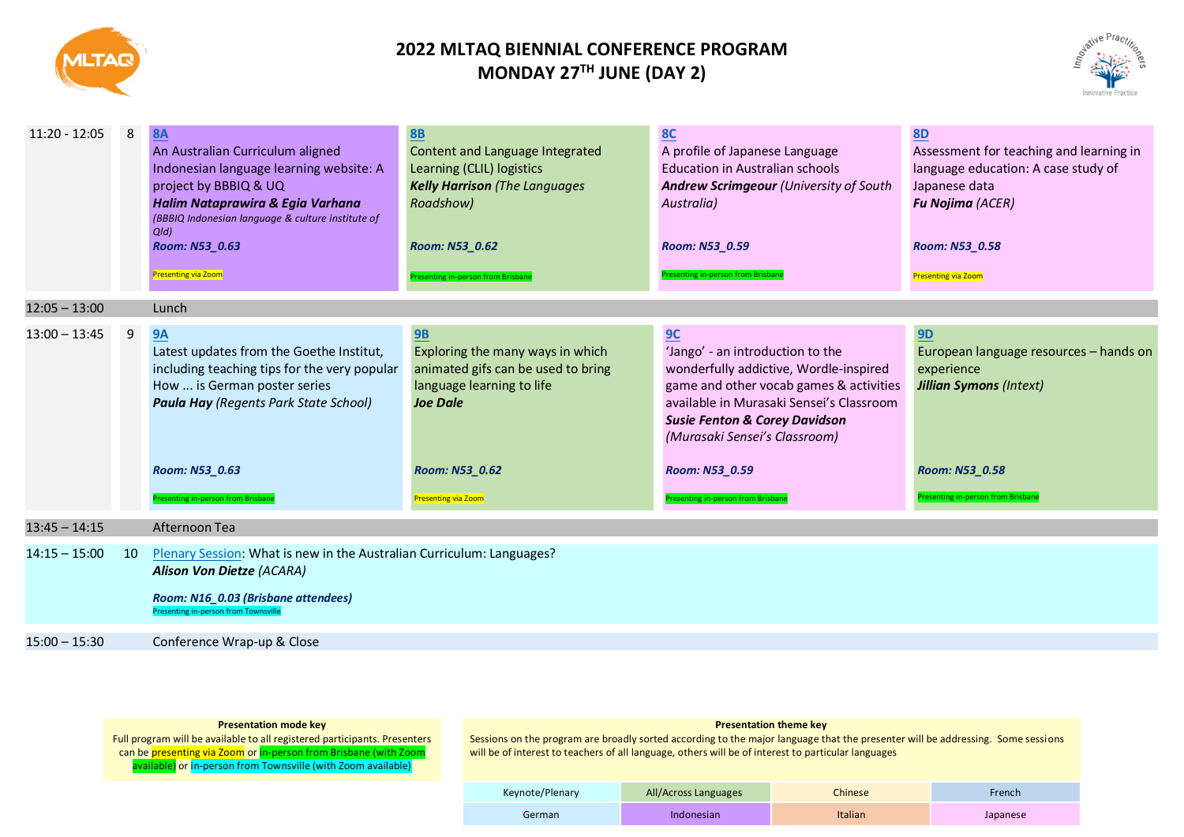# 2022 MLTAQ BIENNIAL CONFERENCE PROGRAM
## MONDAY 27TH JUNE (DAY 2)

| Time | Session | A | B | C | D |
|---|---|---|---|---|---|
| 11:20 - 12:05 | 8 | **8A**<br>An Australian Curriculum aligned Indonesian language learning website: A project by BBBIQ & UQ<br>***Halim Nataprawira & Egia Varhana*** *(BBBIQ Indonesian language & culture institute of Qld)*<br>***Room: N53_0.63***<br>Presenting via Zoom | **8B**<br>Content and Language Integrated Learning (CLIL) logistics<br>***Kelly Harrison*** *(The Languages Roadshow)*<br>***Room: N53_0.62***<br>Presenting in-person from Brisbane | **8C**<br>A profile of Japanese Language Education in Australian schools<br>***Andrew Scrimgeour*** *(University of South Australia)*<br>***Room: N53_0.59***<br>Presenting in-person from Brisbane | **8D**<br>Assessment for teaching and learning in language education: A case study of Japanese data<br>***Fu Nojima*** *(ACER)*<br>***Room: N53_0.58***<br>Presenting via Zoom |
| 12:05 – 13:00 | | Lunch | | | |
| 13:00 – 13:45 | 9 | **9A**<br>Latest updates from the Goethe Institut, including teaching tips for the very popular How ... is German poster series<br>***Paula Hay*** *(Regents Park State School)*<br>***Room: N53_0.63***<br>Presenting in-person from Brisbane | **9B**<br>Exploring the many ways in which animated gifs can be used to bring language learning to life<br>***Joe Dale***<br>***Room: N53_0.62***<br>Presenting via Zoom | **9C**<br>'Jango' - an introduction to the wonderfully addictive, Wordle-inspired game and other vocab games & activities available in Murasaki Sensei's Classroom<br>***Susie Fenton & Corey Davidson*** *(Murasaki Sensei's Classroom)*<br>***Room: N53_0.59***<br>Presenting in-person from Brisbane | **9D**<br>European language resources – hands on experience<br>***Jillian Symons*** *(Intext)*<br>***Room: N53_0.58***<br>Presenting in-person from Brisbane |
| 13:45 – 14:15 | | Afternoon Tea | | | |
| 14:15 – 15:00 | 10 | Plenary Session: What is new in the Australian Curriculum: Languages?<br>***Alison Von Dietze*** *(ACARA)*<br>***Room: N16_0.03 (Brisbane attendees)***<br>Presenting in-person from Townsville | | | |
| 15:00 – 15:30 | | Conference Wrap-up & Close | | | |

**Presentation mode key**

Full program will be available to all registered participants. Presenters can be presenting via Zoom or in-person from Brisbane (with Zoom available) or in-person from Townsville (with Zoom available)

**Presentation theme key**

Sessions on the program are broadly sorted according to the major language that the presenter will be addressing. Some sessions will be of interest to teachers of all language, others will be of interest to particular languages

| Keynote/Plenary | All/Across Languages | Chinese | French |
|---|---|---|---|
| German | Indonesian | Italian | Japanese |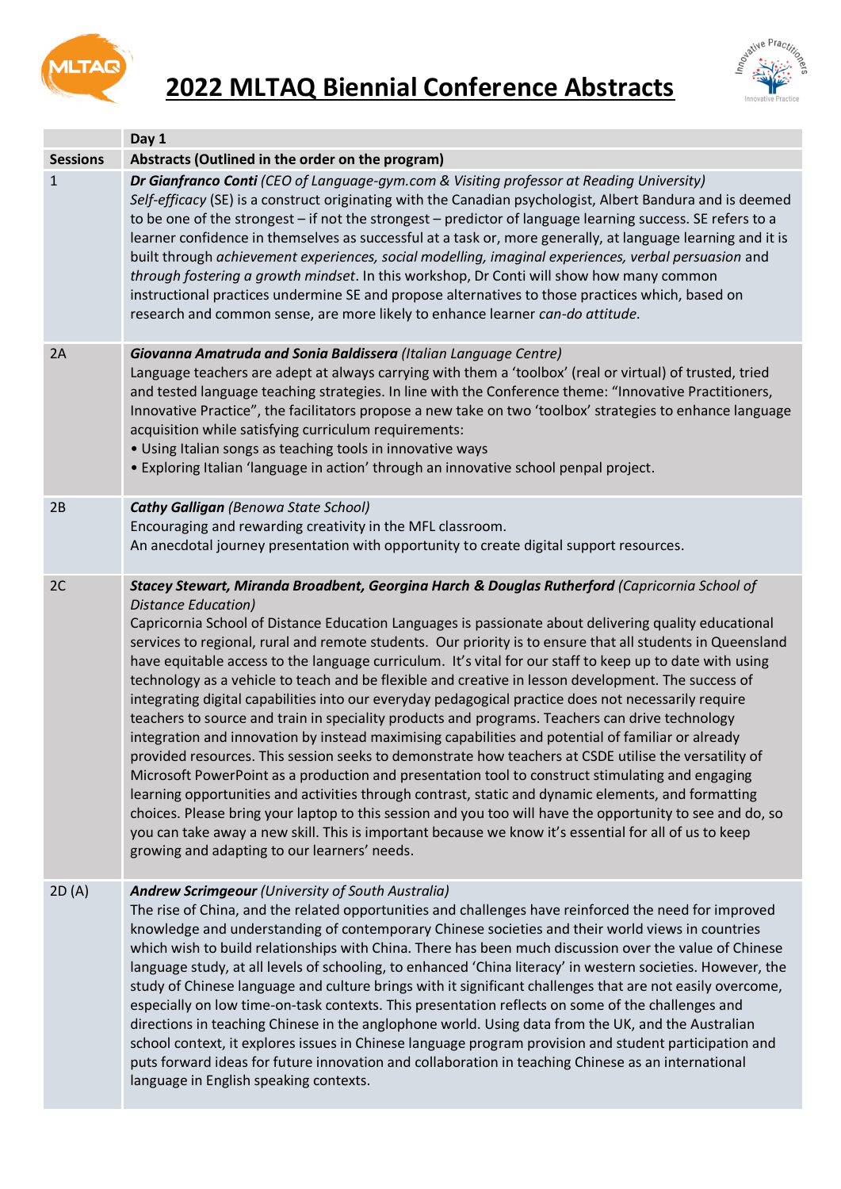# 2022 MLTAQ Biennial Conference Abstracts

| | Day 1 |
|---|---|
| **Sessions** | **Abstracts (Outlined in the order on the program)** |
| 1 | ***Dr Gianfranco Conti*** *(CEO of Language-gym.com & Visiting professor at Reading University)*<br>*Self-efficacy* (SE) is a construct originating with the Canadian psychologist, Albert Bandura and is deemed to be one of the strongest – if not the strongest – predictor of language learning success. SE refers to a learner confidence in themselves as successful at a task or, more generally, at language learning and it is built through *achievement experiences, social modelling, imaginal experiences, verbal persuasion* and *through fostering a growth mindset*. In this workshop, Dr Conti will show how many common instructional practices undermine SE and propose alternatives to those practices which, based on research and common sense, are more likely to enhance learner *can-do attitude*. |
| 2A | ***Giovanna Amatruda and Sonia Baldissera*** *(Italian Language Centre)*<br>Language teachers are adept at always carrying with them a 'toolbox' (real or virtual) of trusted, tried and tested language teaching strategies. In line with the Conference theme: "Innovative Practitioners, Innovative Practice", the facilitators propose a new take on two 'toolbox' strategies to enhance language acquisition while satisfying curriculum requirements:<br>• Using Italian songs as teaching tools in innovative ways<br>• Exploring Italian 'language in action' through an innovative school penpal project. |
| 2B | ***Cathy Galligan*** *(Benowa State School)*<br>Encouraging and rewarding creativity in the MFL classroom.<br>An anecdotal journey presentation with opportunity to create digital support resources. |
| 2C | ***Stacey Stewart, Miranda Broadbent, Georgina Harch & Douglas Rutherford*** *(Capricornia School of Distance Education)*<br>Capricornia School of Distance Education Languages is passionate about delivering quality educational services to regional, rural and remote students. Our priority is to ensure that all students in Queensland have equitable access to the language curriculum. It's vital for our staff to keep up to date with using technology as a vehicle to teach and be flexible and creative in lesson development. The success of integrating digital capabilities into our everyday pedagogical practice does not necessarily require teachers to source and train in speciality products and programs. Teachers can drive technology integration and innovation by instead maximising capabilities and potential of familiar or already provided resources. This session seeks to demonstrate how teachers at CSDE utilise the versatility of Microsoft PowerPoint as a production and presentation tool to construct stimulating and engaging learning opportunities and activities through contrast, static and dynamic elements, and formatting choices. Please bring your laptop to this session and you too will have the opportunity to see and do, so you can take away a new skill. This is important because we know it's essential for all of us to keep growing and adapting to our learners' needs. |
| 2D (A) | ***Andrew Scrimgeour*** *(University of South Australia)*<br>The rise of China, and the related opportunities and challenges have reinforced the need for improved knowledge and understanding of contemporary Chinese societies and their world views in countries which wish to build relationships with China. There has been much discussion over the value of Chinese language study, at all levels of schooling, to enhanced 'China literacy' in western societies. However, the study of Chinese language and culture brings with it significant challenges that are not easily overcome, especially on low time-on-task contexts. This presentation reflects on some of the challenges and directions in teaching Chinese in the anglophone world. Using data from the UK, and the Australian school context, it explores issues in Chinese language program provision and student participation and puts forward ideas for future innovation and collaboration in teaching Chinese as an international language in English speaking contexts. |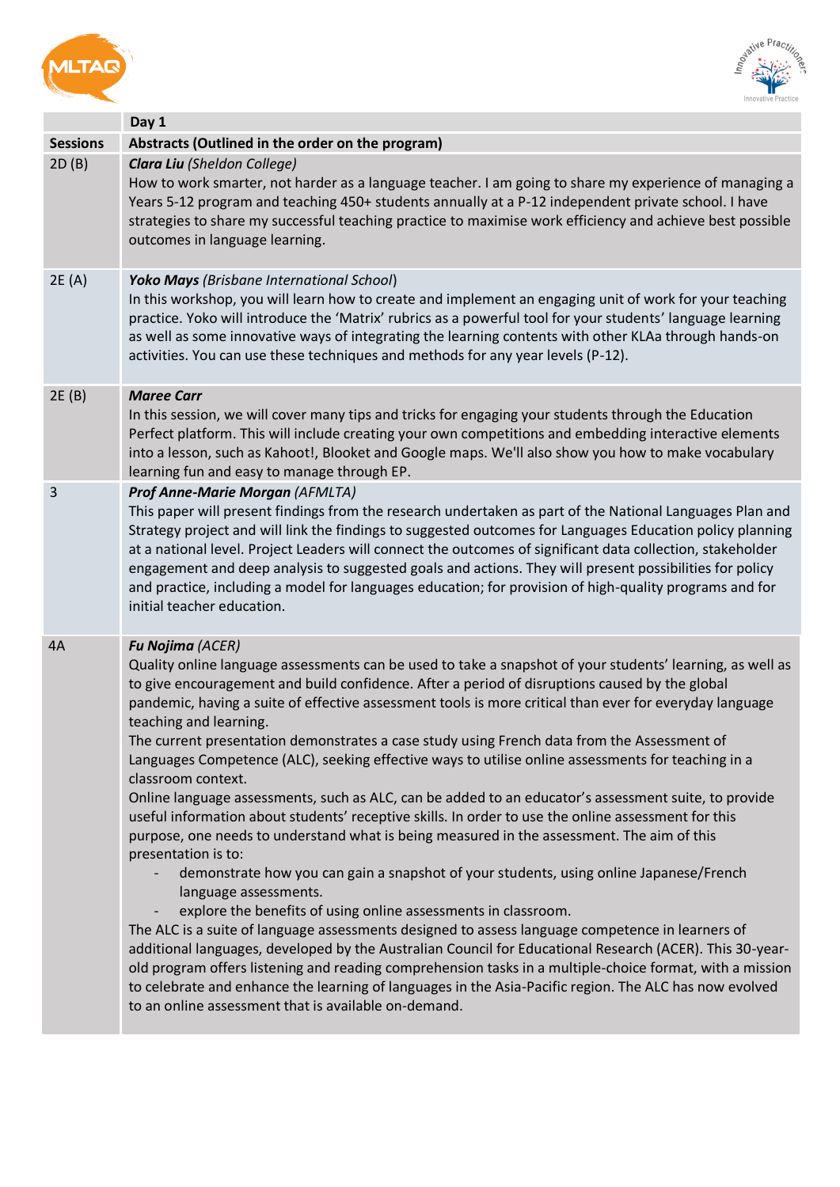| | Day 1 |
|---|---|
| **Sessions** | **Abstracts (Outlined in the order on the program)** |
| 2D (B) | ***Clara Liu*** *(Sheldon College)*<br>How to work smarter, not harder as a language teacher. I am going to share my experience of managing a Years 5-12 program and teaching 450+ students annually at a P-12 independent private school. I have strategies to share my successful teaching practice to maximise work efficiency and achieve best possible outcomes in language learning. |
| 2E (A) | ***Yoko Mays*** *(Brisbane International School*)<br>In this workshop, you will learn how to create and implement an engaging unit of work for your teaching practice. Yoko will introduce the 'Matrix' rubrics as a powerful tool for your students' language learning as well as some innovative ways of integrating the learning contents with other KLAa through hands-on activities. You can use these techniques and methods for any year levels (P-12). |
| 2E (B) | ***Maree Carr***<br>In this session, we will cover many tips and tricks for engaging your students through the Education Perfect platform. This will include creating your own competitions and embedding interactive elements into a lesson, such as Kahoot!, Blooket and Google maps. We'll also show you how to make vocabulary learning fun and easy to manage through EP. |
| 3 | ***Prof Anne-Marie Morgan*** *(AFMLTA)*<br>This paper will present findings from the research undertaken as part of the National Languages Plan and Strategy project and will link the findings to suggested outcomes for Languages Education policy planning at a national level. Project Leaders will connect the outcomes of significant data collection, stakeholder engagement and deep analysis to suggested goals and actions. They will present possibilities for policy and practice, including a model for languages education; for provision of high-quality programs and for initial teacher education. |
| 4A | ***Fu Nojima*** *(ACER)*<br>Quality online language assessments can be used to take a snapshot of your students' learning, as well as to give encouragement and build confidence. After a period of disruptions caused by the global pandemic, having a suite of effective assessment tools is more critical than ever for everyday language teaching and learning.<br>The current presentation demonstrates a case study using French data from the Assessment of Languages Competence (ALC), seeking effective ways to utilise online assessments for teaching in a classroom context.<br>Online language assessments, such as ALC, can be added to an educator's assessment suite, to provide useful information about students' receptive skills. In order to use the online assessment for this purpose, one needs to understand what is being measured in the assessment. The aim of this presentation is to:<br>- demonstrate how you can gain a snapshot of your students, using online Japanese/French language assessments.<br>- explore the benefits of using online assessments in classroom.<br>The ALC is a suite of language assessments designed to assess language competence in learners of additional languages, developed by the Australian Council for Educational Research (ACER). This 30-year-old program offers listening and reading comprehension tasks in a multiple-choice format, with a mission to celebrate and enhance the learning of languages in the Asia-Pacific region. The ALC has now evolved to an online assessment that is available on-demand. |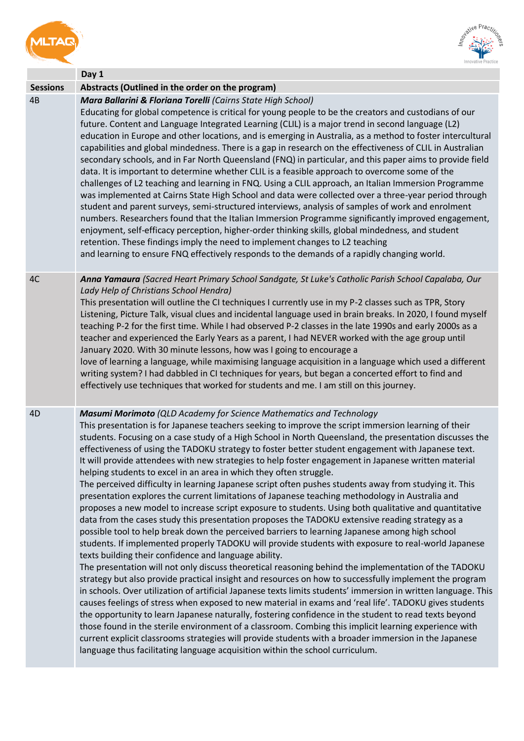| | Day 1 |
|---|---|
| **Sessions** | **Abstracts (Outlined in the order on the program)** |
| 4B | ***Mara Ballarini & Floriana Torelli*** *(Cairns State High School)*<br>Educating for global competence is critical for young people to be the creators and custodians of our future. Content and Language Integrated Learning (CLIL) is a major trend in second language (L2) education in Europe and other locations, and is emerging in Australia, as a method to foster intercultural capabilities and global mindedness. There is a gap in research on the effectiveness of CLIL in Australian secondary schools, and in Far North Queensland (FNQ) in particular, and this paper aims to provide field data. It is important to determine whether CLIL is a feasible approach to overcome some of the challenges of L2 teaching and learning in FNQ. Using a CLIL approach, an Italian Immersion Programme was implemented at Cairns State High School and data were collected over a three-year period through student and parent surveys, semi-structured interviews, analysis of samples of work and enrolment numbers. Researchers found that the Italian Immersion Programme significantly improved engagement, enjoyment, self-efficacy perception, higher-order thinking skills, global mindedness, and student retention. These findings imply the need to implement changes to L2 teaching and learning to ensure FNQ effectively responds to the demands of a rapidly changing world. |
| 4C | ***Anna Yamaura*** *(Sacred Heart Primary School Sandgate, St Luke's Catholic Parish School Capalaba, Our Lady Help of Christians School Hendra)*<br>This presentation will outline the CI techniques I currently use in my P-2 classes such as TPR, Story Listening, Picture Talk, visual clues and incidental language used in brain breaks. In 2020, I found myself teaching P-2 for the first time. While I had observed P-2 classes in the late 1990s and early 2000s as a teacher and experienced the Early Years as a parent, I had NEVER worked with the age group until January 2020. With 30 minute lessons, how was I going to encourage a love of learning a language, while maximising language acquisition in a language which used a different writing system? I had dabbled in CI techniques for years, but began a concerted effort to find and effectively use techniques that worked for students and me. I am still on this journey. |
| 4D | ***Masumi Morimoto*** *(QLD Academy for Science Mathematics and Technology*<br>This presentation is for Japanese teachers seeking to improve the script immersion learning of their students. Focusing on a case study of a High School in North Queensland, the presentation discusses the effectiveness of using the TADOKU strategy to foster better student engagement with Japanese text. It will provide attendees with new strategies to help foster engagement in Japanese written material helping students to excel in an area in which they often struggle.<br>The perceived difficulty in learning Japanese script often pushes students away from studying it. This presentation explores the current limitations of Japanese teaching methodology in Australia and proposes a new model to increase script exposure to students. Using both qualitative and quantitative data from the cases study this presentation proposes the TADOKU extensive reading strategy as a possible tool to help break down the perceived barriers to learning Japanese among high school students. If implemented properly TADOKU will provide students with exposure to real-world Japanese texts building their confidence and language ability.<br>The presentation will not only discuss theoretical reasoning behind the implementation of the TADOKU strategy but also provide practical insight and resources on how to successfully implement the program in schools. Over utilization of artificial Japanese texts limits students' immersion in written language. This causes feelings of stress when exposed to new material in exams and 'real life'. TADOKU gives students the opportunity to learn Japanese naturally, fostering confidence in the student to read texts beyond those found in the sterile environment of a classroom. Combing this implicit learning experience with current explicit classrooms strategies will provide students with a broader immersion in the Japanese language thus facilitating language acquisition within the school curriculum. |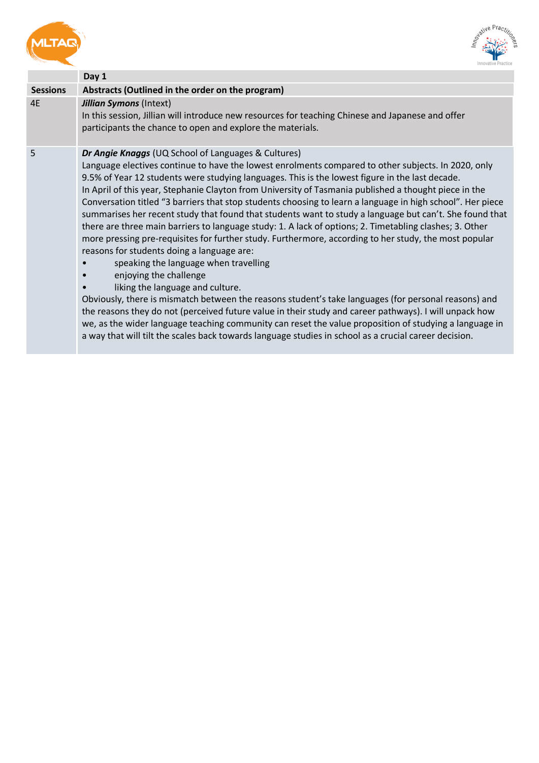| | Day 1 |
|---|---|
| **Sessions** | **Abstracts (Outlined in the order on the program)** |
| 4E | ***Jillian Symons*** (Intext)<br>In this session, Jillian will introduce new resources for teaching Chinese and Japanese and offer participants the chance to open and explore the materials. |
| 5 | ***Dr Angie Knaggs*** (UQ School of Languages & Cultures)<br>Language electives continue to have the lowest enrolments compared to other subjects. In 2020, only 9.5% of Year 12 students were studying languages. This is the lowest figure in the last decade.<br>In April of this year, Stephanie Clayton from University of Tasmania published a thought piece in the Conversation titled "3 barriers that stop students choosing to learn a language in high school". Her piece summarises her recent study that found that students want to study a language but can't. She found that there are three main barriers to language study: 1. A lack of options; 2. Timetabling clashes; 3. Other more pressing pre-requisites for further study. Furthermore, according to her study, the most popular reasons for students doing a language are:<br>• speaking the language when travelling<br>• enjoying the challenge<br>• liking the language and culture.<br>Obviously, there is mismatch between the reasons student's take languages (for personal reasons) and the reasons they do not (perceived future value in their study and career pathways). I will unpack how we, as the wider language teaching community can reset the value proposition of studying a language in a way that will tilt the scales back towards language studies in school as a crucial career decision. |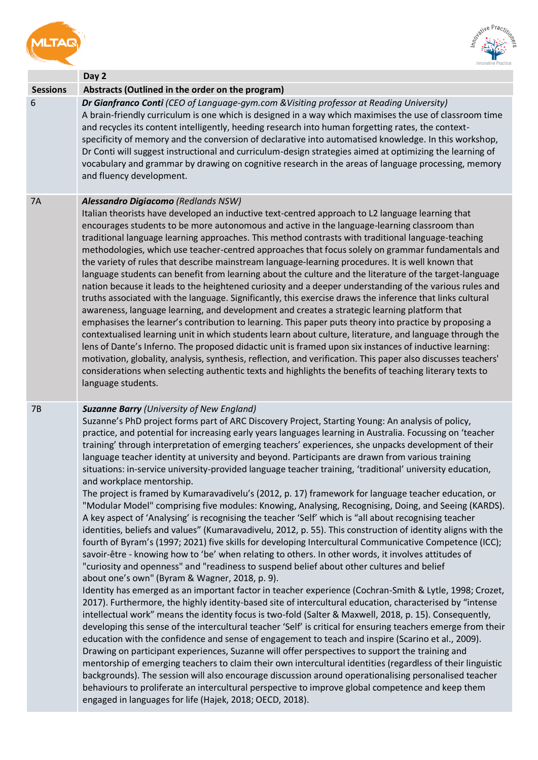| | Day 2 |
|---|---|
| **Sessions** | **Abstracts (Outlined in the order on the program)** |
| 6 | ***Dr Gianfranco Conti*** *(CEO of Language-gym.com &Visiting professor at Reading University)*<br>A brain-friendly curriculum is one which is designed in a way which maximises the use of classroom time and recycles its content intelligently, heeding research into human forgetting rates, the context-specificity of memory and the conversion of declarative into automatised knowledge. In this workshop, Dr Conti will suggest instructional and curriculum-design strategies aimed at optimizing the learning of vocabulary and grammar by drawing on cognitive research in the areas of language processing, memory and fluency development. |
| 7A | ***Alessandro Digiacomo*** *(Redlands NSW)*<br>Italian theorists have developed an inductive text-centred approach to L2 language learning that encourages students to be more autonomous and active in the language-learning classroom than traditional language learning approaches. This method contrasts with traditional language-teaching methodologies, which use teacher-centred approaches that focus solely on grammar fundamentals and the variety of rules that describe mainstream language-learning procedures. It is well known that language students can benefit from learning about the culture and the literature of the target-language nation because it leads to the heightened curiosity and a deeper understanding of the various rules and truths associated with the language. Significantly, this exercise draws the inference that links cultural awareness, language learning, and development and creates a strategic learning platform that emphasises the learner's contribution to learning. This paper puts theory into practice by proposing a contextualised learning unit in which students learn about culture, literature, and language through the lens of Dante's Inferno. The proposed didactic unit is framed upon six instances of inductive learning: motivation, globality, analysis, synthesis, reflection, and verification. This paper also discusses teachers' considerations when selecting authentic texts and highlights the benefits of teaching literary texts to language students. |
| 7B | ***Suzanne Barry*** *(University of New England)*<br>Suzanne's PhD project forms part of ARC Discovery Project, Starting Young: An analysis of policy, practice, and potential for increasing early years languages learning in Australia. Focussing on 'teacher training' through interpretation of emerging teachers' experiences, she unpacks development of their language teacher identity at university and beyond. Participants are drawn from various training situations: in-service university-provided language teacher training, 'traditional' university education, and workplace mentorship.<br>The project is framed by Kumaravadivelu's (2012, p. 17) framework for language teacher education, or "Modular Model" comprising five modules: Knowing, Analysing, Recognising, Doing, and Seeing (KARDS). A key aspect of 'Analysing' is recognising the teacher 'Self' which is "all about recognising teacher identities, beliefs and values" (Kumaravadivelu, 2012, p. 55). This construction of identity aligns with the fourth of Byram's (1997; 2021) five skills for developing Intercultural Communicative Competence (ICC); savoir-être - knowing how to 'be' when relating to others. In other words, it involves attitudes of "curiosity and openness" and "readiness to suspend belief about other cultures and belief about one's own" (Byram & Wagner, 2018, p. 9).<br>Identity has emerged as an important factor in teacher experience (Cochran-Smith & Lytle, 1998; Crozet, 2017). Furthermore, the highly identity-based site of intercultural education, characterised by "intense intellectual work" means the identity focus is two-fold (Salter & Maxwell, 2018, p. 15). Consequently, developing this sense of the intercultural teacher 'Self' is critical for ensuring teachers emerge from their education with the confidence and sense of engagement to teach and inspire (Scarino et al., 2009). Drawing on participant experiences, Suzanne will offer perspectives to support the training and mentorship of emerging teachers to claim their own intercultural identities (regardless of their linguistic backgrounds). The session will also encourage discussion around operationalising personalised teacher behaviours to proliferate an intercultural perspective to improve global competence and keep them engaged in languages for life (Hajek, 2018; OECD, 2018). |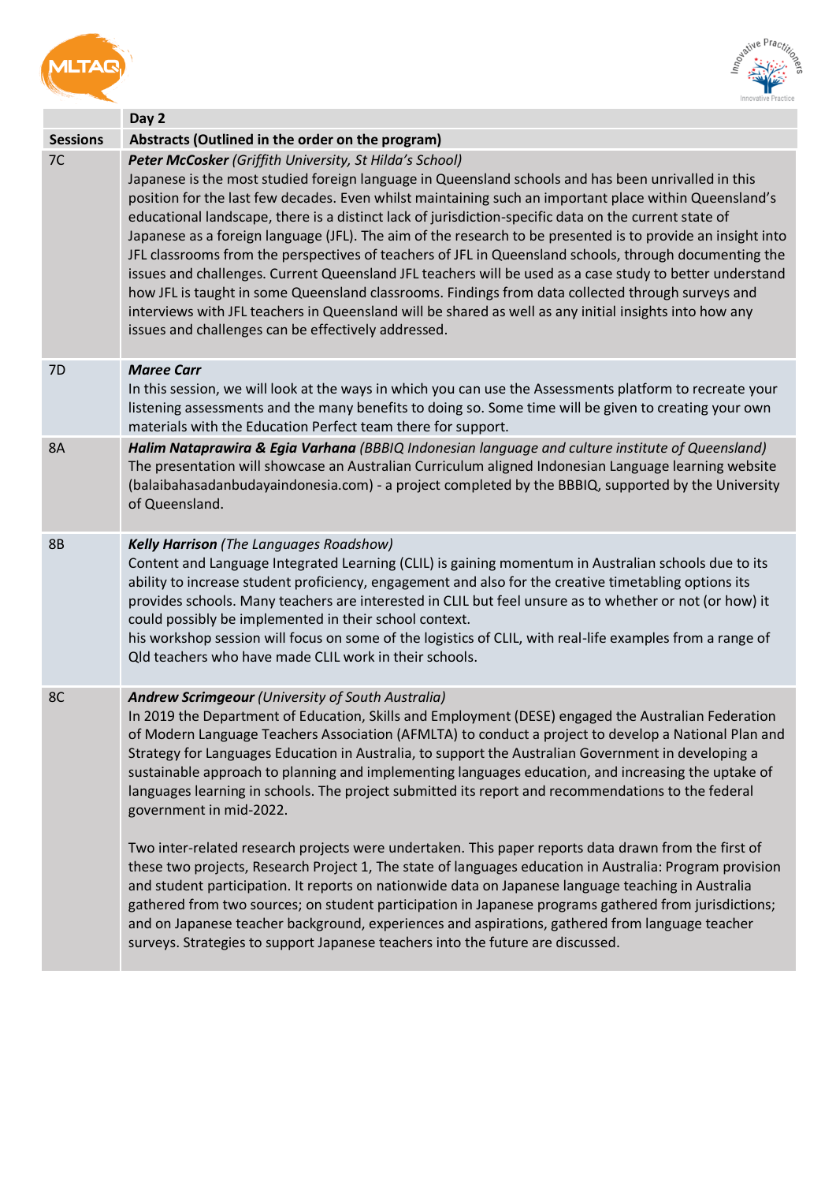| | Day 2 |
|---|---|
| **Sessions** | **Abstracts (Outlined in the order on the program)** |
| 7C | ***Peter McCosker*** *(Griffith University, St Hilda's School)*<br>Japanese is the most studied foreign language in Queensland schools and has been unrivalled in this position for the last few decades. Even whilst maintaining such an important place within Queensland's educational landscape, there is a distinct lack of jurisdiction-specific data on the current state of Japanese as a foreign language (JFL). The aim of the research to be presented is to provide an insight into JFL classrooms from the perspectives of teachers of JFL in Queensland schools, through documenting the issues and challenges. Current Queensland JFL teachers will be used as a case study to better understand how JFL is taught in some Queensland classrooms. Findings from data collected through surveys and interviews with JFL teachers in Queensland will be shared as well as any initial insights into how any issues and challenges can be effectively addressed. |
| 7D | ***Maree Carr***<br>In this session, we will look at the ways in which you can use the Assessments platform to recreate your listening assessments and the many benefits to doing so. Some time will be given to creating your own materials with the Education Perfect team there for support. |
| 8A | ***Halim Nataprawira & Egia Varhana*** *(BBBIQ Indonesian language and culture institute of Queensland)*<br>The presentation will showcase an Australian Curriculum aligned Indonesian Language learning website (balaibahasadanbudayaindonesia.com) - a project completed by the BBBIQ, supported by the University of Queensland. |
| 8B | ***Kelly Harrison*** *(The Languages Roadshow)*<br>Content and Language Integrated Learning (CLIL) is gaining momentum in Australian schools due to its ability to increase student proficiency, engagement and also for the creative timetabling options its provides schools. Many teachers are interested in CLIL but feel unsure as to whether or not (or how) it could possibly be implemented in their school context.<br>his workshop session will focus on some of the logistics of CLIL, with real-life examples from a range of Qld teachers who have made CLIL work in their schools. |
| 8C | ***Andrew Scrimgeour*** *(University of South Australia)*<br>In 2019 the Department of Education, Skills and Employment (DESE) engaged the Australian Federation of Modern Language Teachers Association (AFMLTA) to conduct a project to develop a National Plan and Strategy for Languages Education in Australia, to support the Australian Government in developing a sustainable approach to planning and implementing languages education, and increasing the uptake of languages learning in schools. The project submitted its report and recommendations to the federal government in mid-2022.<br><br>Two inter-related research projects were undertaken. This paper reports data drawn from the first of these two projects, Research Project 1, The state of languages education in Australia: Program provision and student participation. It reports on nationwide data on Japanese language teaching in Australia gathered from two sources; on student participation in Japanese programs gathered from jurisdictions; and on Japanese teacher background, experiences and aspirations, gathered from language teacher surveys. Strategies to support Japanese teachers into the future are discussed. |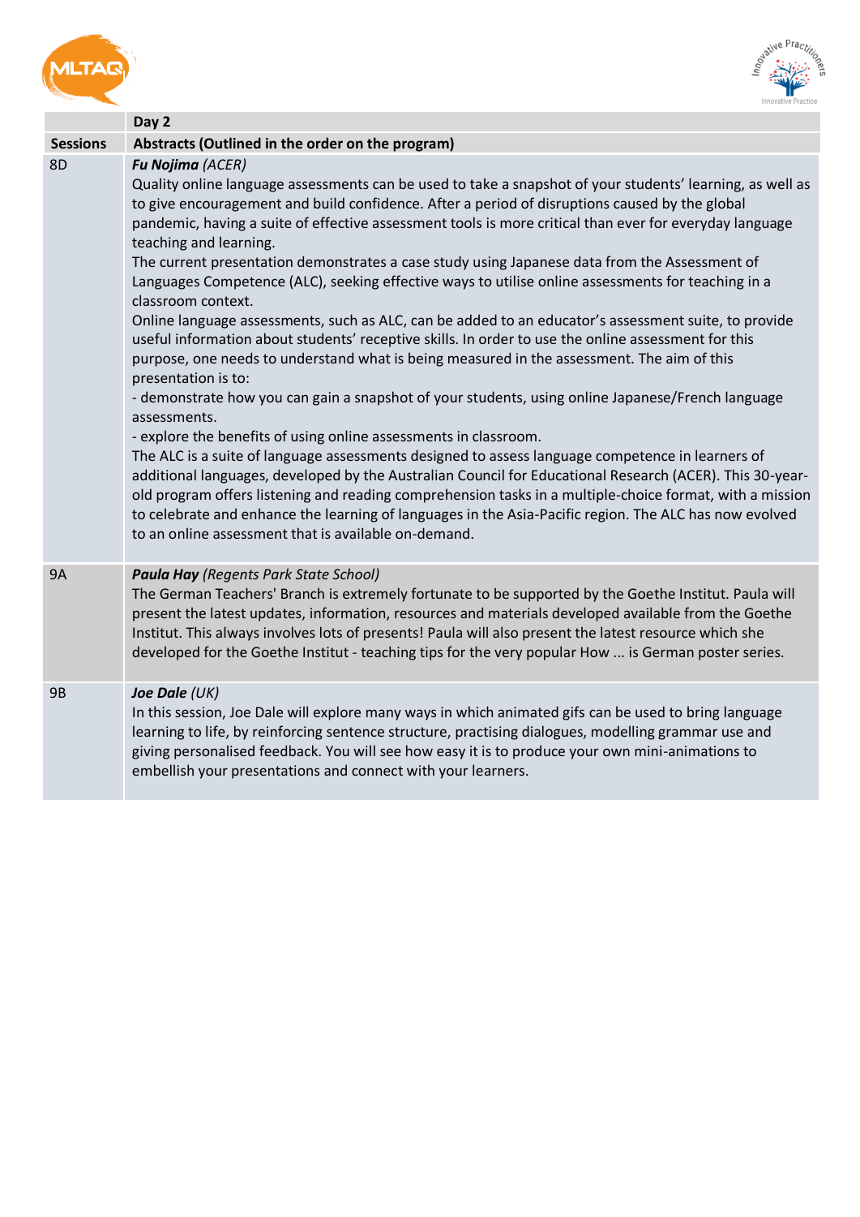| | Day 2 |
|---|---|
| **Sessions** | **Abstracts (Outlined in the order on the program)** |
| 8D | ***Fu Nojima*** *(ACER)*<br>Quality online language assessments can be used to take a snapshot of your students' learning, as well as to give encouragement and build confidence. After a period of disruptions caused by the global pandemic, having a suite of effective assessment tools is more critical than ever for everyday language teaching and learning.<br>The current presentation demonstrates a case study using Japanese data from the Assessment of Languages Competence (ALC), seeking effective ways to utilise online assessments for teaching in a classroom context.<br>Online language assessments, such as ALC, can be added to an educator's assessment suite, to provide useful information about students' receptive skills. In order to use the online assessment for this purpose, one needs to understand what is being measured in the assessment. The aim of this presentation is to:<br>- demonstrate how you can gain a snapshot of your students, using online Japanese/French language assessments.<br>- explore the benefits of using online assessments in classroom.<br>The ALC is a suite of language assessments designed to assess language competence in learners of additional languages, developed by the Australian Council for Educational Research (ACER). This 30-year-old program offers listening and reading comprehension tasks in a multiple-choice format, with a mission to celebrate and enhance the learning of languages in the Asia-Pacific region. The ALC has now evolved to an online assessment that is available on-demand. |
| 9A | ***Paula Hay*** *(Regents Park State School)*<br>The German Teachers' Branch is extremely fortunate to be supported by the Goethe Institut. Paula will present the latest updates, information, resources and materials developed available from the Goethe Institut. This always involves lots of presents! Paula will also present the latest resource which she developed for the Goethe Institut - teaching tips for the very popular How ... is German poster series. |
| 9B | ***Joe Dale*** *(UK)*<br>In this session, Joe Dale will explore many ways in which animated gifs can be used to bring language learning to life, by reinforcing sentence structure, practising dialogues, modelling grammar use and giving personalised feedback. You will see how easy it is to produce your own mini-animations to embellish your presentations and connect with your learners. |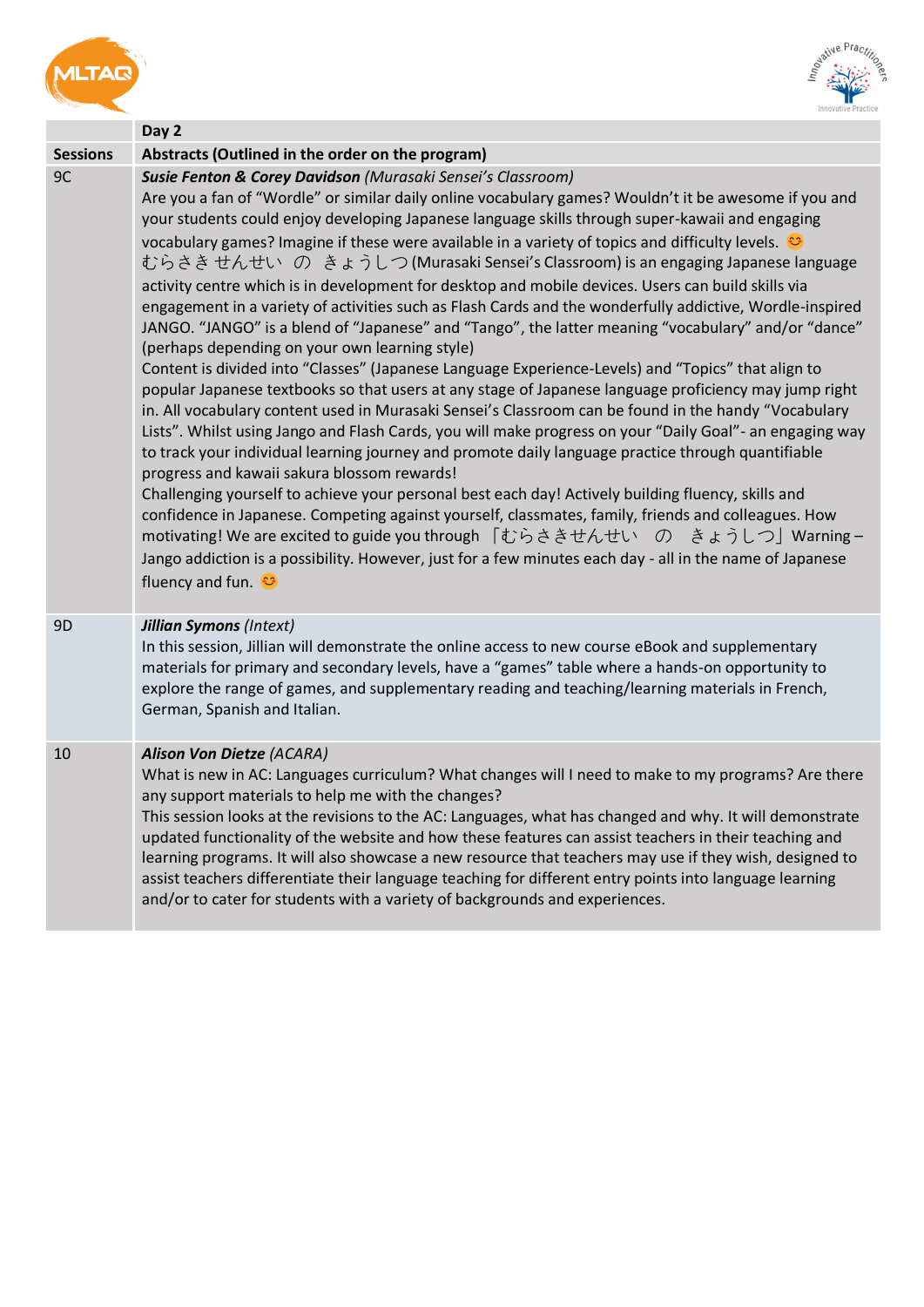| | Day 2 |
|---|---|
| **Sessions** | **Abstracts (Outlined in the order on the program)** |
| 9C | ***Susie Fenton & Corey Davidson*** *(Murasaki Sensei's Classroom)*<br>Are you a fan of "Wordle" or similar daily online vocabulary games? Wouldn't it be awesome if you and your students could enjoy developing Japanese language skills through super-kawaii and engaging vocabulary games? Imagine if these were available in a variety of topics and difficulty levels. 😊<br>むらさき せんせい の きょうしつ (Murasaki Sensei's Classroom) is an engaging Japanese language activity centre which is in development for desktop and mobile devices. Users can build skills via engagement in a variety of activities such as Flash Cards and the wonderfully addictive, Wordle-inspired JANGO. "JANGO" is a blend of "Japanese" and "Tango", the latter meaning "vocabulary" and/or "dance" (perhaps depending on your own learning style)<br>Content is divided into "Classes" (Japanese Language Experience-Levels) and "Topics" that align to popular Japanese textbooks so that users at any stage of Japanese language proficiency may jump right in. All vocabulary content used in Murasaki Sensei's Classroom can be found in the handy "Vocabulary Lists". Whilst using Jango and Flash Cards, you will make progress on your "Daily Goal"- an engaging way to track your individual learning journey and promote daily language practice through quantifiable progress and kawaii sakura blossom rewards!<br>Challenging yourself to achieve your personal best each day! Actively building fluency, skills and confidence in Japanese. Competing against yourself, classmates, family, friends and colleagues. How motivating! We are excited to guide you through 「むらさきせんせい の きょうしつ」 Warning – Jango addiction is a possibility. However, just for a few minutes each day - all in the name of Japanese fluency and fun. 😊 |
| 9D | ***Jillian Symons*** *(Intext)*<br>In this session, Jillian will demonstrate the online access to new course eBook and supplementary materials for primary and secondary levels, have a "games" table where a hands-on opportunity to explore the range of games, and supplementary reading and teaching/learning materials in French, German, Spanish and Italian. |
| 10 | ***Alison Von Dietze*** *(ACARA)*<br>What is new in AC: Languages curriculum? What changes will I need to make to my programs? Are there any support materials to help me with the changes?<br>This session looks at the revisions to the AC: Languages, what has changed and why. It will demonstrate updated functionality of the website and how these features can assist teachers in their teaching and learning programs. It will also showcase a new resource that teachers may use if they wish, designed to assist teachers differentiate their language teaching for different entry points into language learning and/or to cater for students with a variety of backgrounds and experiences. |